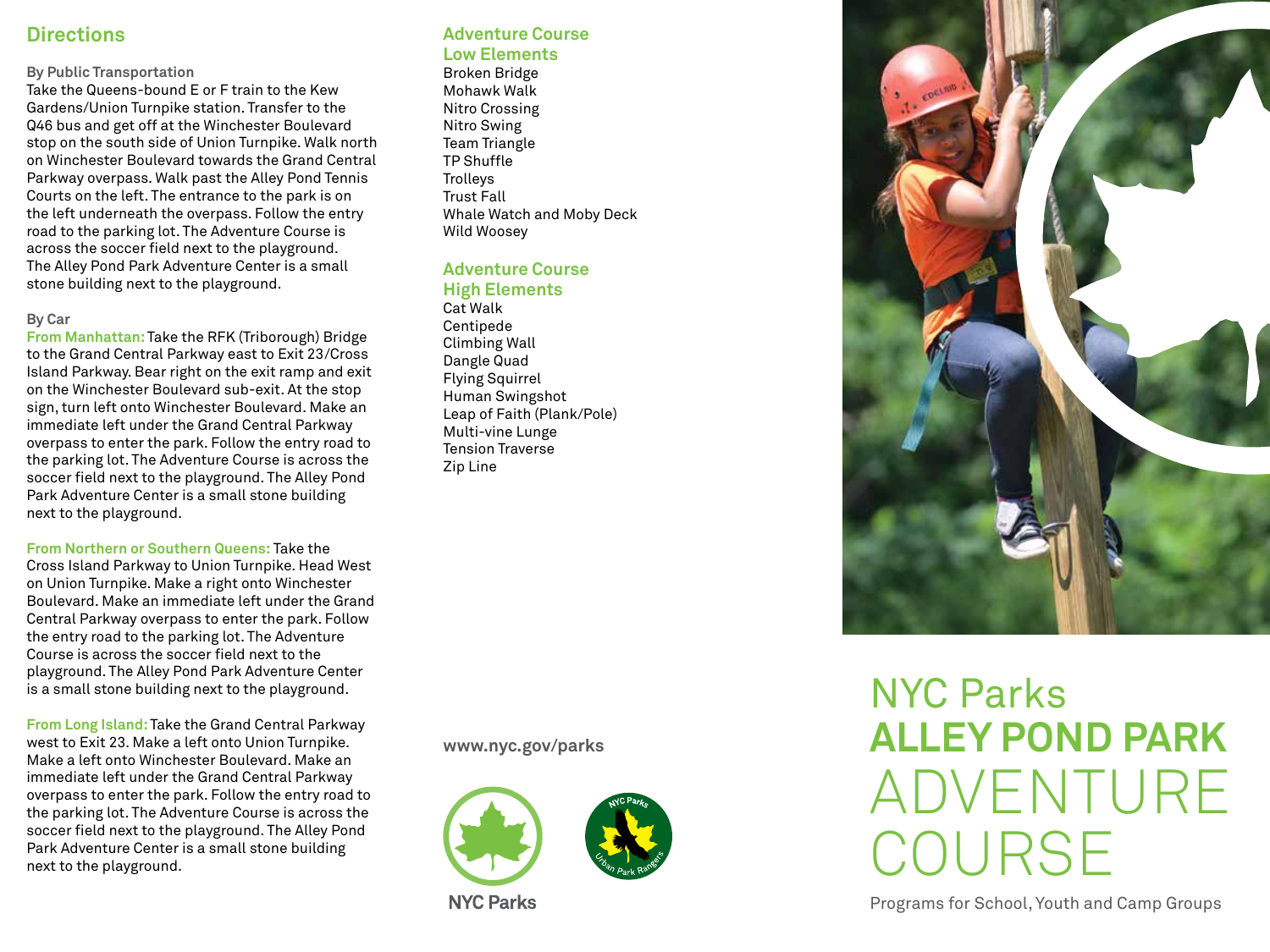## Directions

### By Public Transportation

Take the Queens-bound E or F train to the Kew Gardens/Union Turnpike station. Transfer to the Q46 bus and get off at the Winchester Boulevard stop on the south side of Union Turnpike. Walk north on Winchester Boulevard towards the Grand Central Parkway overpass. Walk past the Alley Pond Tennis Courts on the left. The entrance to the park is on the left underneath the overpass. Follow the entry road to the parking lot. The Adventure Course is across the soccer field next to the playground. The Alley Pond Park Adventure Center is a small stone building next to the playground.

### By Car

**From Manhattan:** Take the RFK (Triborough) Bridge to the Grand Central Parkway east to Exit 23/Cross Island Parkway. Bear right on the exit ramp and exit on the Winchester Boulevard sub-exit. At the stop sign, turn left onto Winchester Boulevard. Make an immediate left under the Grand Central Parkway overpass to enter the park. Follow the entry road to the parking lot. The Adventure Course is across the soccer field next to the playground. The Alley Pond Park Adventure Center is a small stone building next to the playground.

**From Northern or Southern Queens:** Take the Cross Island Parkway to Union Turnpike. Head West on Union Turnpike. Make a right onto Winchester Boulevard. Make an immediate left under the Grand Central Parkway overpass to enter the park. Follow the entry road to the parking lot. The Adventure Course is across the soccer field next to the playground. The Alley Pond Park Adventure Center is a small stone building next to the playground.

**From Long Island:** Take the Grand Central Parkway west to Exit 23. Make a left onto Union Turnpike. Make a left onto Winchester Boulevard. Make an immediate left under the Grand Central Parkway overpass to enter the park. Follow the entry road to the parking lot. The Adventure Course is across the soccer field next to the playground. The Alley Pond Park Adventure Center is a small stone building next to the playground.

## Adventure Course Low Elements

Broken Bridge
Mohawk Walk
Nitro Crossing
Nitro Swing
Team Triangle
TP Shuffle
Trolleys
Trust Fall
Whale Watch and Moby Deck
Wild Woosey

## Adventure Course High Elements

Cat Walk
Centipede
Climbing Wall
Dangle Quad
Flying Squirrel
Human Swingshot
Leap of Faith (Plank/Pole)
Multi-vine Lunge
Tension Traverse
Zip Line

www.nyc.gov/parks

NYC Parks

# NYC Parks ALLEY POND PARK ADVENTURE COURSE

Programs for School, Youth and Camp Groups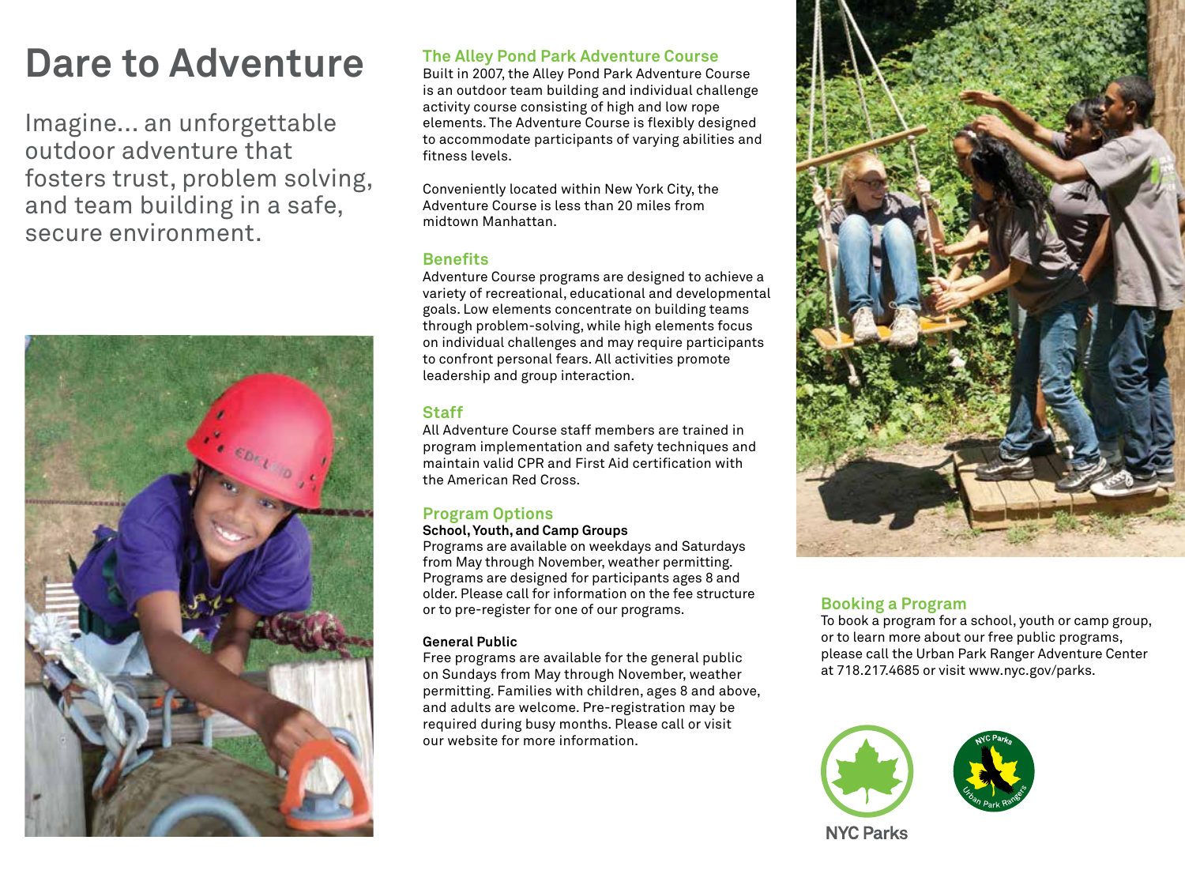# Dare to Adventure

Imagine... an unforgettable outdoor adventure that fosters trust, problem solving, and team building in a safe, secure environment.

## The Alley Pond Park Adventure Course

Built in 2007, the Alley Pond Park Adventure Course is an outdoor team building and individual challenge activity course consisting of high and low rope elements. The Adventure Course is flexibly designed to accommodate participants of varying abilities and fitness levels.

Conveniently located within New York City, the Adventure Course is less than 20 miles from midtown Manhattan.

## Benefits

Adventure Course programs are designed to achieve a variety of recreational, educational and developmental goals. Low elements concentrate on building teams through problem-solving, while high elements focus on individual challenges and may require participants to confront personal fears. All activities promote leadership and group interaction.

## Staff

All Adventure Course staff members are trained in program implementation and safety techniques and maintain valid CPR and First Aid certification with the American Red Cross.

## Program Options

**School, Youth, and Camp Groups**

Programs are available on weekdays and Saturdays from May through November, weather permitting. Programs are designed for participants ages 8 and older. Please call for information on the fee structure or to pre-register for one of our programs.

**General Public**

Free programs are available for the general public on Sundays from May through November, weather permitting. Families with children, ages 8 and above, and adults are welcome. Pre-registration may be required during busy months. Please call or visit our website for more information.

## Booking a Program

To book a program for a school, youth or camp group, or to learn more about our free public programs, please call the Urban Park Ranger Adventure Center at 718.217.4685 or visit www.nyc.gov/parks.

NYC Parks